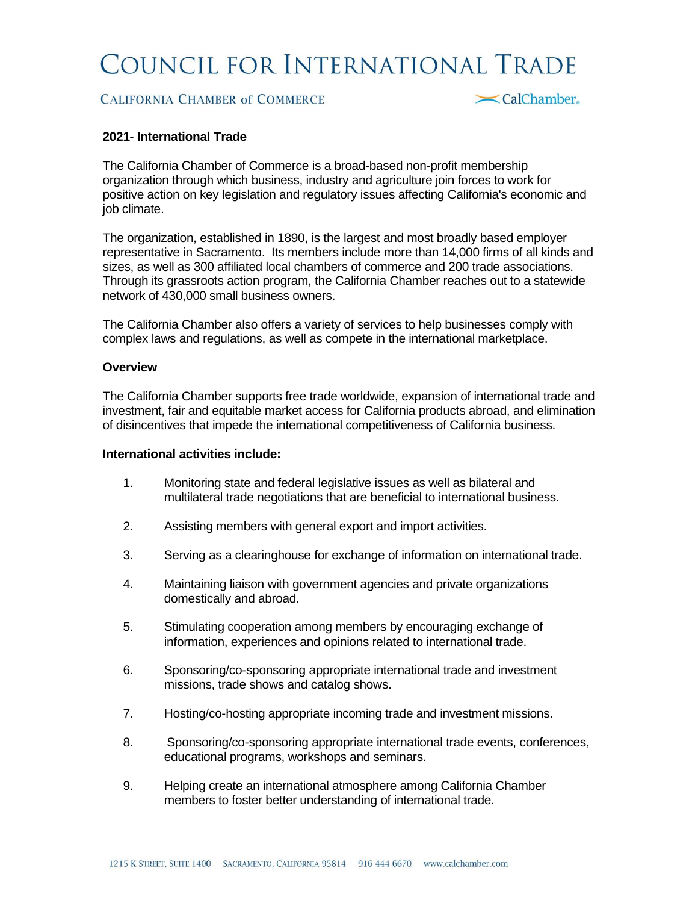# COUNCIL FOR INTERNATIONAL TRADE

CALIFORNIA CHAMBER of COMMERCE CalChamber

**2021- International Trade**

The California Chamber of Commerce is a broad-based non-profit membership organization through which business, industry and agriculture join forces to work for positive action on key legislation and regulatory issues affecting California's economic and job climate.

The organization, established in 1890, is the largest and most broadly based employer representative in Sacramento. Its members include more than 14,000 firms of all kinds and sizes, as well as 300 affiliated local chambers of commerce and 200 trade associations. Through its grassroots action program, the California Chamber reaches out to a statewide network of 430,000 small business owners.

The California Chamber also offers a variety of services to help businesses comply with complex laws and regulations, as well as compete in the international marketplace.

**Overview**

The California Chamber supports free trade worldwide, expansion of international trade and investment, fair and equitable market access for California products abroad, and elimination of disincentives that impede the international competitiveness of California business.

**International activities include:**

1. Monitoring state and federal legislative issues as well as bilateral and multilateral trade negotiations that are beneficial to international business.
2. Assisting members with general export and import activities.
3. Serving as a clearinghouse for exchange of information on international trade.
4. Maintaining liaison with government agencies and private organizations domestically and abroad.
5. Stimulating cooperation among members by encouraging exchange of information, experiences and opinions related to international trade.
6. Sponsoring/co-sponsoring appropriate international trade and investment missions, trade shows and catalog shows.
7. Hosting/co-hosting appropriate incoming trade and investment missions.
8. Sponsoring/co-sponsoring appropriate international trade events, conferences, educational programs, workshops and seminars.
9. Helping create an international atmosphere among California Chamber members to foster better understanding of international trade.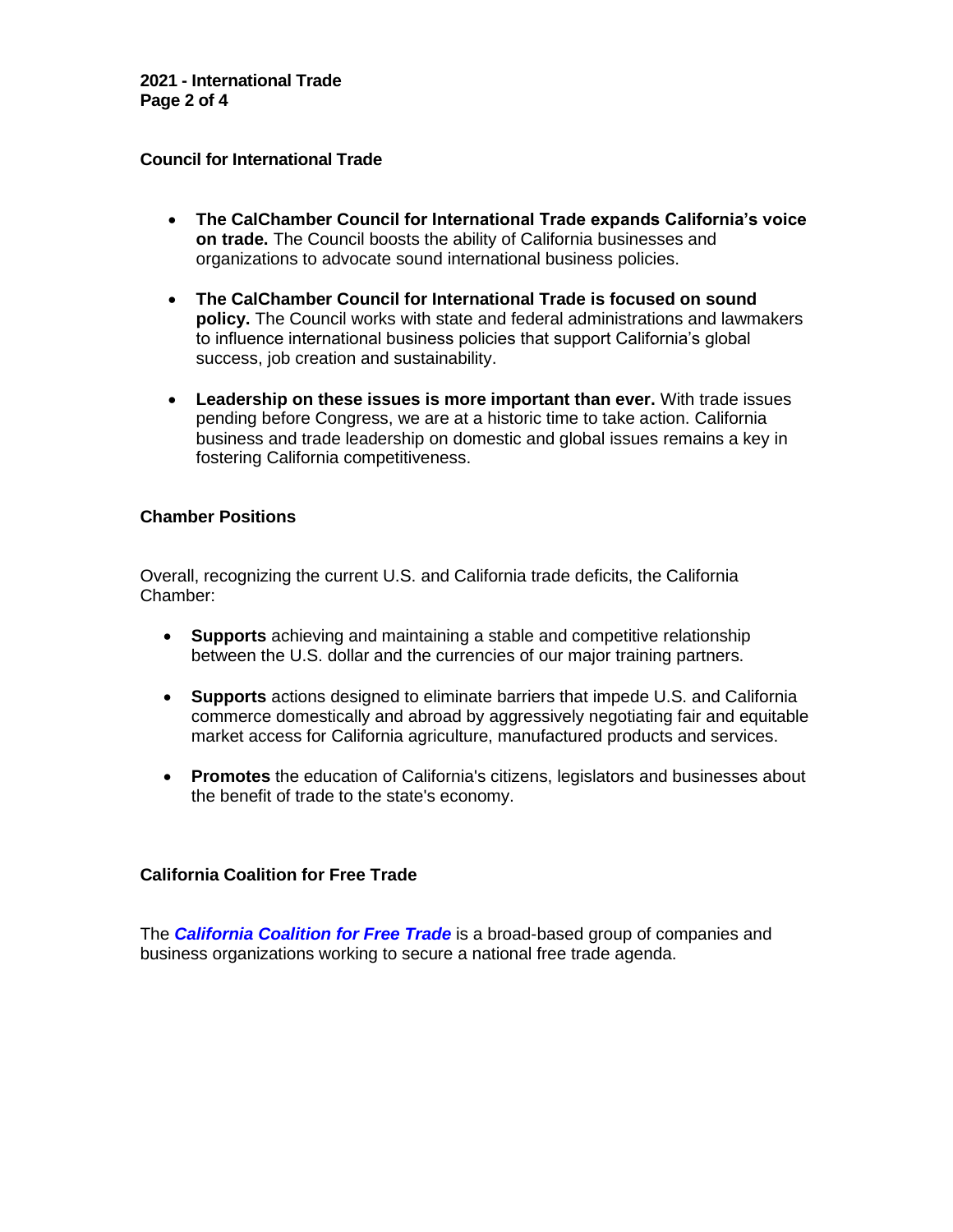## Council for International Trade

- **The CalChamber Council for International Trade expands California's voice on trade.** The Council boosts the ability of California businesses and organizations to advocate sound international business policies.

- **The CalChamber Council for International Trade is focused on sound policy.** The Council works with state and federal administrations and lawmakers to influence international business policies that support California's global success, job creation and sustainability.

- **Leadership on these issues is more important than ever.** With trade issues pending before Congress, we are at a historic time to take action. California business and trade leadership on domestic and global issues remains a key in fostering California competitiveness.

## Chamber Positions

Overall, recognizing the current U.S. and California trade deficits, the California Chamber:

- **Supports** achieving and maintaining a stable and competitive relationship between the U.S. dollar and the currencies of our major training partners.

- **Supports** actions designed to eliminate barriers that impede U.S. and California commerce domestically and abroad by aggressively negotiating fair and equitable market access for California agriculture, manufactured products and services.

- **Promotes** the education of California's citizens, legislators and businesses about the benefit of trade to the state's economy.

## California Coalition for Free Trade

The ***California Coalition for Free Trade*** is a broad-based group of companies and business organizations working to secure a national free trade agenda.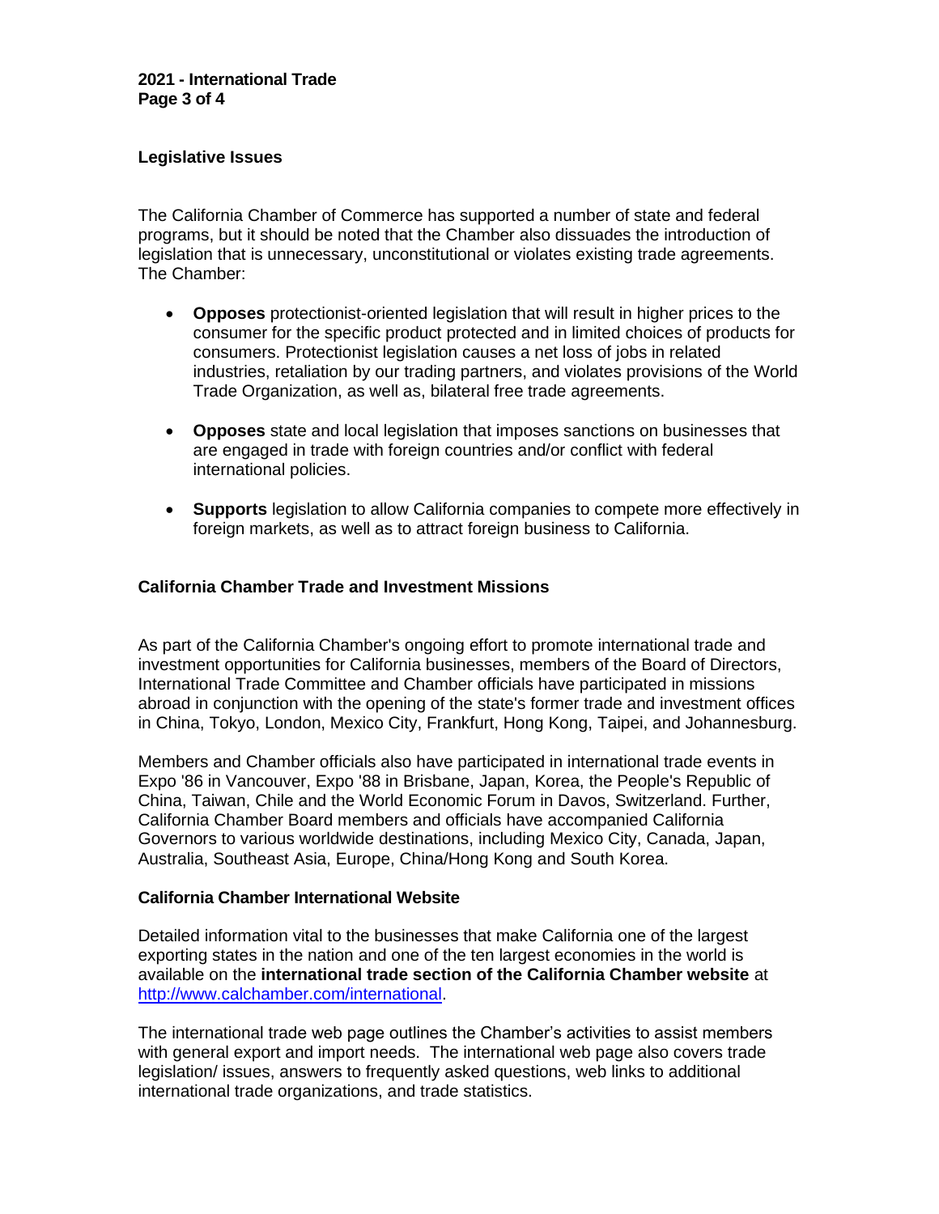## Legislative Issues

The California Chamber of Commerce has supported a number of state and federal programs, but it should be noted that the Chamber also dissuades the introduction of legislation that is unnecessary, unconstitutional or violates existing trade agreements. The Chamber:

- **Opposes** protectionist-oriented legislation that will result in higher prices to the consumer for the specific product protected and in limited choices of products for consumers. Protectionist legislation causes a net loss of jobs in related industries, retaliation by our trading partners, and violates provisions of the World Trade Organization, as well as, bilateral free trade agreements.

- **Opposes** state and local legislation that imposes sanctions on businesses that are engaged in trade with foreign countries and/or conflict with federal international policies.

- **Supports** legislation to allow California companies to compete more effectively in foreign markets, as well as to attract foreign business to California.

## California Chamber Trade and Investment Missions

As part of the California Chamber's ongoing effort to promote international trade and investment opportunities for California businesses, members of the Board of Directors, International Trade Committee and Chamber officials have participated in missions abroad in conjunction with the opening of the state's former trade and investment offices in China, Tokyo, London, Mexico City, Frankfurt, Hong Kong, Taipei, and Johannesburg.

Members and Chamber officials also have participated in international trade events in Expo '86 in Vancouver, Expo '88 in Brisbane, Japan, Korea, the People's Republic of China, Taiwan, Chile and the World Economic Forum in Davos, Switzerland. Further, California Chamber Board members and officials have accompanied California Governors to various worldwide destinations, including Mexico City, Canada, Japan, Australia, Southeast Asia, Europe, China/Hong Kong and South Korea.

## California Chamber International Website

Detailed information vital to the businesses that make California one of the largest exporting states in the nation and one of the ten largest economies in the world is available on the **international trade section of the California Chamber website** at http://www.calchamber.com/international.

The international trade web page outlines the Chamber's activities to assist members with general export and import needs. The international web page also covers trade legislation/ issues, answers to frequently asked questions, web links to additional international trade organizations, and trade statistics.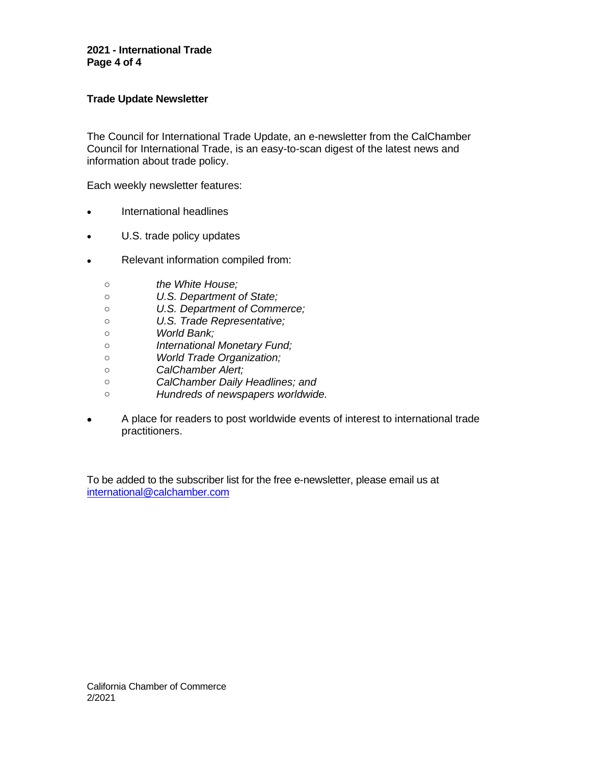## Trade Update Newsletter

The Council for International Trade Update, an e-newsletter from the CalChamber Council for International Trade, is an easy-to-scan digest of the latest news and information about trade policy.

Each weekly newsletter features:

- International headlines
- U.S. trade policy updates
- Relevant information compiled from:
  - *the White House;*
  - *U.S. Department of State;*
  - *U.S. Department of Commerce;*
  - *U.S. Trade Representative;*
  - *World Bank;*
  - *International Monetary Fund;*
  - *World Trade Organization;*
  - *CalChamber Alert;*
  - *CalChamber Daily Headlines; and*
  - *Hundreds of newspapers worldwide.*
- A place for readers to post worldwide events of interest to international trade practitioners.

To be added to the subscriber list for the free e-newsletter, please email us at international@calchamber.com

California Chamber of Commerce
2/2021